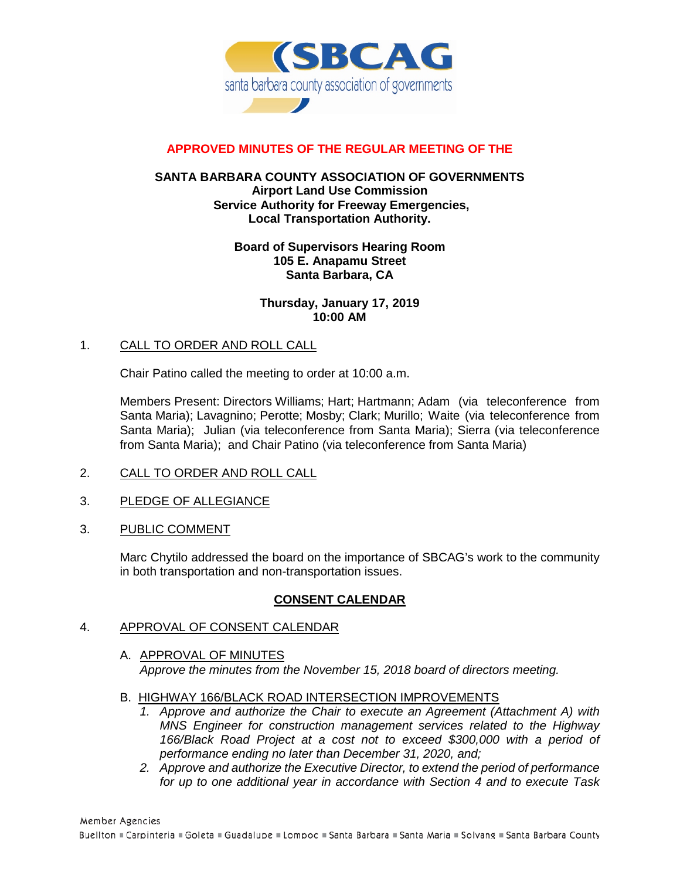(SBCAG

santa barbara county association of governments

**APPROVED MINUTES OF THE REGULAR MEETING OF THE**

**SANTA BARBARA COUNTY ASSOCIATION OF GOVERNMENTS**
**Airport Land Use Commission**
**Service Authority for Freeway Emergencies,**
**Local Transportation Authority.**

**Board of Supervisors Hearing Room**
**105 E. Anapamu Street**
**Santa Barbara, CA**

**Thursday, January 17, 2019**
**10:00 AM**

1. CALL TO ORDER AND ROLL CALL

Chair Patino called the meeting to order at 10:00 a.m.

Members Present: Directors Williams; Hart; Hartmann; Adam (via teleconference from Santa Maria); Lavagnino; Perotte; Mosby; Clark; Murillo; Waite (via teleconference from Santa Maria); Julian (via teleconference from Santa Maria); Sierra (via teleconference from Santa Maria); and Chair Patino (via teleconference from Santa Maria)

2. CALL TO ORDER AND ROLL CALL

3. PLEDGE OF ALLEGIANCE

3. PUBLIC COMMENT

Marc Chytilo addressed the board on the importance of SBCAG's work to the community in both transportation and non-transportation issues.

**CONSENT CALENDAR**

4. APPROVAL OF CONSENT CALENDAR

A. APPROVAL OF MINUTES
*Approve the minutes from the November 15, 2018 board of directors meeting.*

B. HIGHWAY 166/BLACK ROAD INTERSECTION IMPROVEMENTS
1. *Approve and authorize the Chair to execute an Agreement (Attachment A) with MNS Engineer for construction management services related to the Highway 166/Black Road Project at a cost not to exceed $300,000 with a period of performance ending no later than December 31, 2020, and;*
2. *Approve and authorize the Executive Director, to extend the period of performance for up to one additional year in accordance with Section 4 and to execute Task*

Member Agencies
Buellton ■ Carpinteria ■ Goleta ■ Guadalupe ■ Lompoc ■ Santa Barbara ■ Santa Maria ■ Solvang ■ Santa Barbara County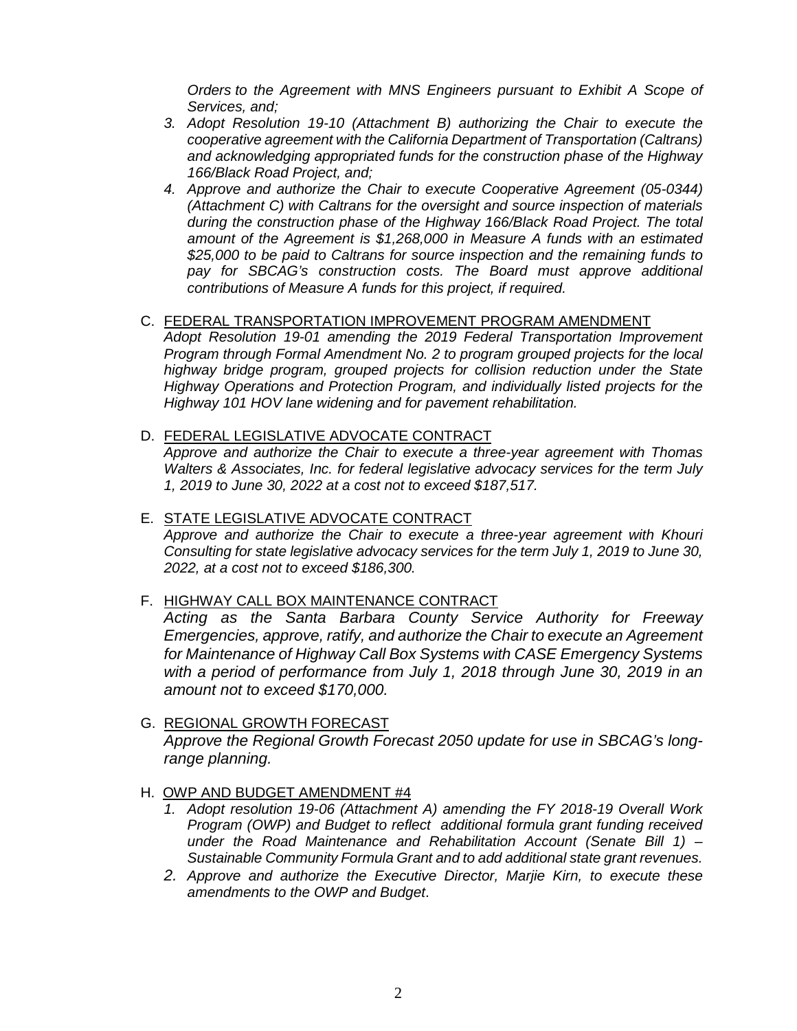*Orders to the Agreement with MNS Engineers pursuant to Exhibit A Scope of Services, and;*

3. *Adopt Resolution 19-10 (Attachment B) authorizing the Chair to execute the cooperative agreement with the California Department of Transportation (Caltrans) and acknowledging appropriated funds for the construction phase of the Highway 166/Black Road Project, and;*
4. *Approve and authorize the Chair to execute Cooperative Agreement (05-0344) (Attachment C) with Caltrans for the oversight and source inspection of materials during the construction phase of the Highway 166/Black Road Project. The total amount of the Agreement is $1,268,000 in Measure A funds with an estimated $25,000 to be paid to Caltrans for source inspection and the remaining funds to pay for SBCAG's construction costs. The Board must approve additional contributions of Measure A funds for this project, if required.*

C. <u>FEDERAL TRANSPORTATION IMPROVEMENT PROGRAM AMENDMENT</u>
*Adopt Resolution 19-01 amending the 2019 Federal Transportation Improvement Program through Formal Amendment No. 2 to program grouped projects for the local highway bridge program, grouped projects for collision reduction under the State Highway Operations and Protection Program, and individually listed projects for the Highway 101 HOV lane widening and for pavement rehabilitation.*

D. <u>FEDERAL LEGISLATIVE ADVOCATE CONTRACT</u>
*Approve and authorize the Chair to execute a three-year agreement with Thomas Walters & Associates, Inc. for federal legislative advocacy services for the term July 1, 2019 to June 30, 2022 at a cost not to exceed $187,517.*

E. <u>STATE LEGISLATIVE ADVOCATE CONTRACT</u>
*Approve and authorize the Chair to execute a three-year agreement with Khouri Consulting for state legislative advocacy services for the term July 1, 2019 to June 30, 2022, at a cost not to exceed $186,300.*

F. <u>HIGHWAY CALL BOX MAINTENANCE CONTRACT</u>
*Acting as the Santa Barbara County Service Authority for Freeway Emergencies, approve, ratify, and authorize the Chair to execute an Agreement for Maintenance of Highway Call Box Systems with CASE Emergency Systems with a period of performance from July 1, 2018 through June 30, 2019 in an amount not to exceed $170,000.*

G. <u>REGIONAL GROWTH FORECAST</u>
*Approve the Regional Growth Forecast 2050 update for use in SBCAG's long-range planning.*

H. <u>OWP AND BUDGET AMENDMENT #4</u>
1. *Adopt resolution 19-06 (Attachment A) amending the FY 2018-19 Overall Work Program (OWP) and Budget to reflect additional formula grant funding received under the Road Maintenance and Rehabilitation Account (Senate Bill 1) – Sustainable Community Formula Grant and to add additional state grant revenues.*
2. *Approve and authorize the Executive Director, Marjie Kirn, to execute these amendments to the OWP and Budget*.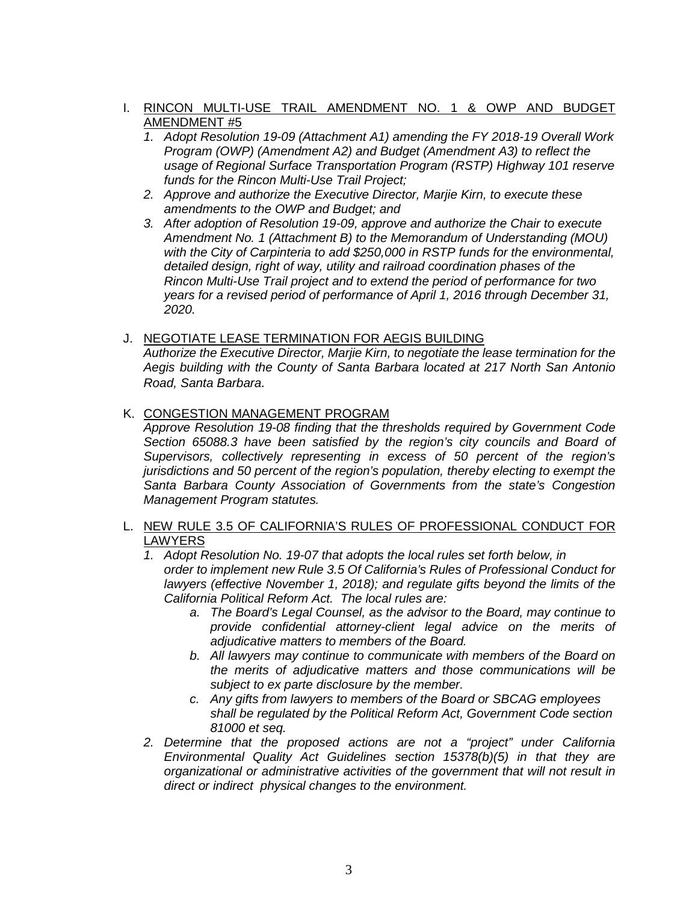I. <u>RINCON MULTI-USE TRAIL AMENDMENT NO. 1 & OWP AND BUDGET AMENDMENT #5</u>

   1. *Adopt Resolution 19-09 (Attachment A1) amending the FY 2018-19 Overall Work Program (OWP) (Amendment A2) and Budget (Amendment A3) to reflect the usage of Regional Surface Transportation Program (RSTP) Highway 101 reserve funds for the Rincon Multi-Use Trail Project;*
   2. *Approve and authorize the Executive Director, Marjie Kirn, to execute these amendments to the OWP and Budget; and*
   3. *After adoption of Resolution 19-09, approve and authorize the Chair to execute Amendment No. 1 (Attachment B) to the Memorandum of Understanding (MOU) with the City of Carpinteria to add $250,000 in RSTP funds for the environmental, detailed design, right of way, utility and railroad coordination phases of the Rincon Multi-Use Trail project and to extend the period of performance for two years for a revised period of performance of April 1, 2016 through December 31, 2020.*

J. <u>NEGOTIATE LEASE TERMINATION FOR AEGIS BUILDING</u>

   *Authorize the Executive Director, Marjie Kirn, to negotiate the lease termination for the Aegis building with the County of Santa Barbara located at 217 North San Antonio Road, Santa Barbara.*

K. <u>CONGESTION MANAGEMENT PROGRAM</u>

   *Approve Resolution 19-08 finding that the thresholds required by Government Code Section 65088.3 have been satisfied by the region's city councils and Board of Supervisors, collectively representing in excess of 50 percent of the region's jurisdictions and 50 percent of the region's population, thereby electing to exempt the Santa Barbara County Association of Governments from the state's Congestion Management Program statutes.*

L. <u>NEW RULE 3.5 OF CALIFORNIA'S RULES OF PROFESSIONAL CONDUCT FOR LAWYERS</u>

   1. *Adopt Resolution No. 19-07 that adopts the local rules set forth below, in order to implement new Rule 3.5 Of California's Rules of Professional Conduct for lawyers (effective November 1, 2018); and regulate gifts beyond the limits of the California Political Reform Act. The local rules are:*
      a. *The Board's Legal Counsel, as the advisor to the Board, may continue to provide confidential attorney-client legal advice on the merits of adjudicative matters to members of the Board.*
      b. *All lawyers may continue to communicate with members of the Board on the merits of adjudicative matters and those communications will be subject to ex parte disclosure by the member.*
      c. *Any gifts from lawyers to members of the Board or SBCAG employees shall be regulated by the Political Reform Act, Government Code section 81000 et seq.*
   2. *Determine that the proposed actions are not a "project" under California Environmental Quality Act Guidelines section 15378(b)(5) in that they are organizational or administrative activities of the government that will not result in direct or indirect physical changes to the environment.*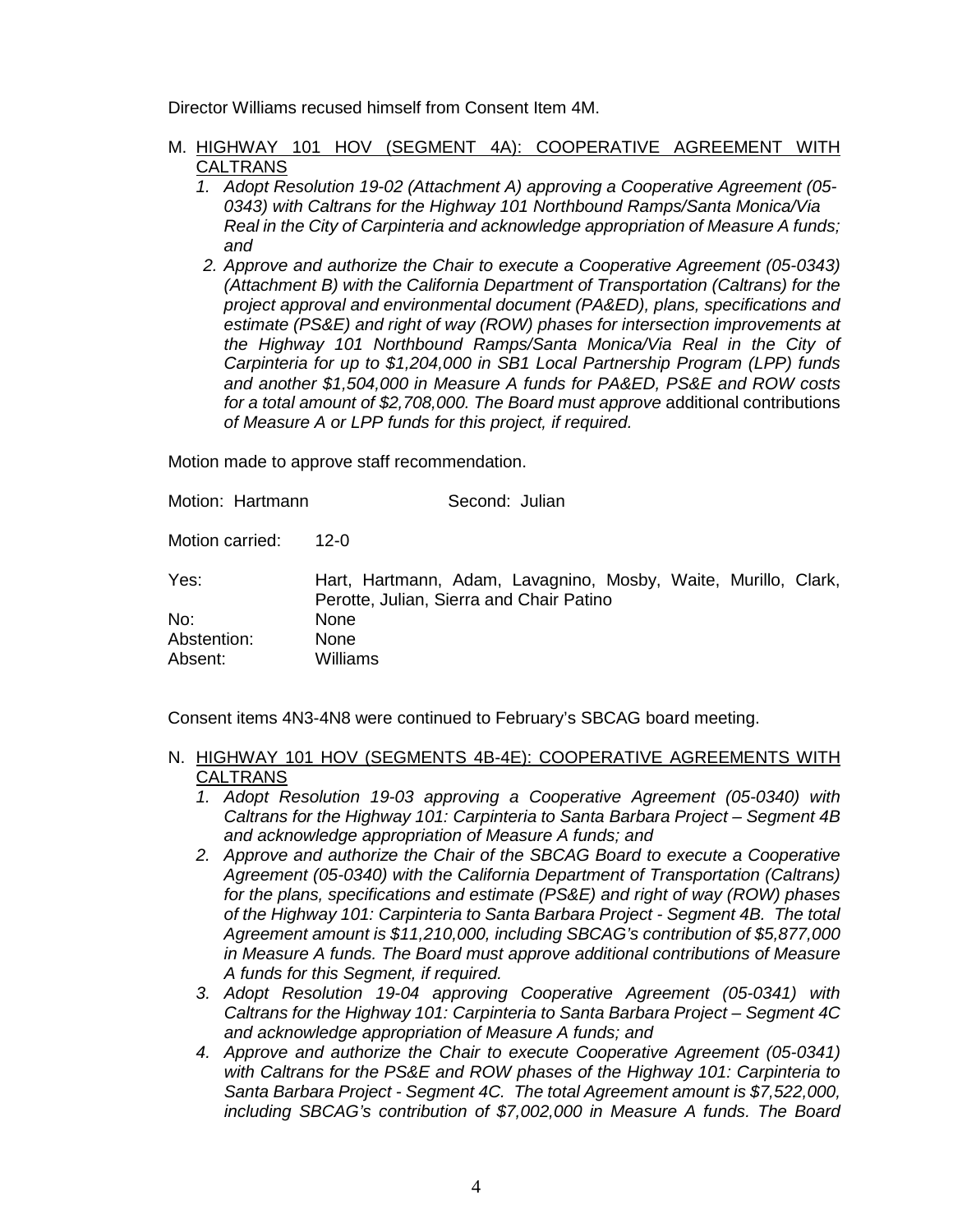Director Williams recused himself from Consent Item 4M.

M. <u>HIGHWAY 101 HOV (SEGMENT 4A): COOPERATIVE AGREEMENT WITH CALTRANS</u>

   1. *Adopt Resolution 19-02 (Attachment A) approving a Cooperative Agreement (05-0343) with Caltrans for the Highway 101 Northbound Ramps/Santa Monica/Via Real in the City of Carpinteria and acknowledge appropriation of Measure A funds; and*
   2. *Approve and authorize the Chair to execute a Cooperative Agreement (05-0343) (Attachment B) with the California Department of Transportation (Caltrans) for the project approval and environmental document (PA&ED), plans, specifications and estimate (PS&E) and right of way (ROW) phases for intersection improvements at the Highway 101 Northbound Ramps/Santa Monica/Via Real in the City of Carpinteria for up to $1,204,000 in SB1 Local Partnership Program (LPP) funds and another $1,504,000 in Measure A funds for PA&ED, PS&E and ROW costs for a total amount of $2,708,000. The Board must approve* additional contributions *of Measure A or LPP funds for this project, if required.*

Motion made to approve staff recommendation.

Motion: Hartmann Second: Julian

Motion carried: 12-0

| | |
|---|---|
| Yes: | Hart, Hartmann, Adam, Lavagnino, Mosby, Waite, Murillo, Clark, Perotte, Julian, Sierra and Chair Patino |
| No: | None |
| Abstention: | None |
| Absent: | Williams |

Consent items 4N3-4N8 were continued to February's SBCAG board meeting.

N. <u>HIGHWAY 101 HOV (SEGMENTS 4B-4E): COOPERATIVE AGREEMENTS WITH CALTRANS</u>

   1. *Adopt Resolution 19-03 approving a Cooperative Agreement (05-0340) with Caltrans for the Highway 101: Carpinteria to Santa Barbara Project – Segment 4B and acknowledge appropriation of Measure A funds; and*
   2. *Approve and authorize the Chair of the SBCAG Board to execute a Cooperative Agreement (05-0340) with the California Department of Transportation (Caltrans) for the plans, specifications and estimate (PS&E) and right of way (ROW) phases of the Highway 101: Carpinteria to Santa Barbara Project - Segment 4B. The total Agreement amount is $11,210,000, including SBCAG's contribution of $5,877,000 in Measure A funds. The Board must approve additional contributions of Measure A funds for this Segment, if required.*
   3. *Adopt Resolution 19-04 approving Cooperative Agreement (05-0341) with Caltrans for the Highway 101: Carpinteria to Santa Barbara Project – Segment 4C and acknowledge appropriation of Measure A funds; and*
   4. *Approve and authorize the Chair to execute Cooperative Agreement (05-0341) with Caltrans for the PS&E and ROW phases of the Highway 101: Carpinteria to Santa Barbara Project - Segment 4C. The total Agreement amount is $7,522,000, including SBCAG's contribution of $7,002,000 in Measure A funds. The Board*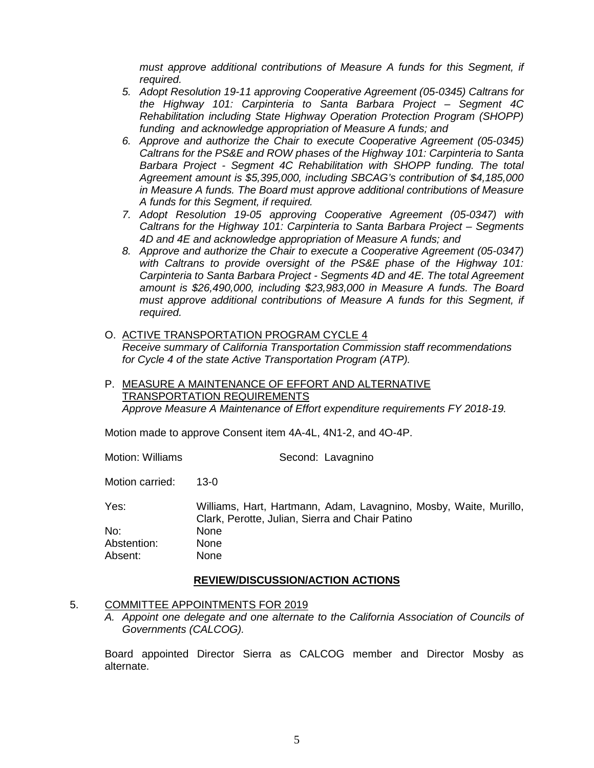*must approve additional contributions of Measure A funds for this Segment, if required.*

5. *Adopt Resolution 19-11 approving Cooperative Agreement (05-0345) Caltrans for the Highway 101: Carpinteria to Santa Barbara Project – Segment 4C Rehabilitation including State Highway Operation Protection Program (SHOPP) funding and acknowledge appropriation of Measure A funds; and*
6. *Approve and authorize the Chair to execute Cooperative Agreement (05-0345) Caltrans for the PS&E and ROW phases of the Highway 101: Carpinteria to Santa Barbara Project - Segment 4C Rehabilitation with SHOPP funding. The total Agreement amount is $5,395,000, including SBCAG's contribution of $4,185,000 in Measure A funds. The Board must approve additional contributions of Measure A funds for this Segment, if required.*
7. *Adopt Resolution 19-05 approving Cooperative Agreement (05-0347) with Caltrans for the Highway 101: Carpinteria to Santa Barbara Project – Segments 4D and 4E and acknowledge appropriation of Measure A funds; and*
8. *Approve and authorize the Chair to execute a Cooperative Agreement (05-0347) with Caltrans to provide oversight of the PS&E phase of the Highway 101: Carpinteria to Santa Barbara Project - Segments 4D and 4E. The total Agreement amount is $26,490,000, including $23,983,000 in Measure A funds. The Board must approve additional contributions of Measure A funds for this Segment, if required.*

O. ACTIVE TRANSPORTATION PROGRAM CYCLE 4
*Receive summary of California Transportation Commission staff recommendations for Cycle 4 of the state Active Transportation Program (ATP).*

P. MEASURE A MAINTENANCE OF EFFORT AND ALTERNATIVE TRANSPORTATION REQUIREMENTS
*Approve Measure A Maintenance of Effort expenditure requirements FY 2018-19.*

Motion made to approve Consent item 4A-4L, 4N1-2, and 4O-4P.

Motion: Williams   Second: Lavagnino

Motion carried: 13-0

Yes: Williams, Hart, Hartmann, Adam, Lavagnino, Mosby, Waite, Murillo, Clark, Perotte, Julian, Sierra and Chair Patino
No: None
Abstention: None
Absent: None

**REVIEW/DISCUSSION/ACTION ACTIONS**

5. COMMITTEE APPOINTMENTS FOR 2019

   A. *Appoint one delegate and one alternate to the California Association of Councils of Governments (CALCOG).*

   Board appointed Director Sierra as CALCOG member and Director Mosby as alternate.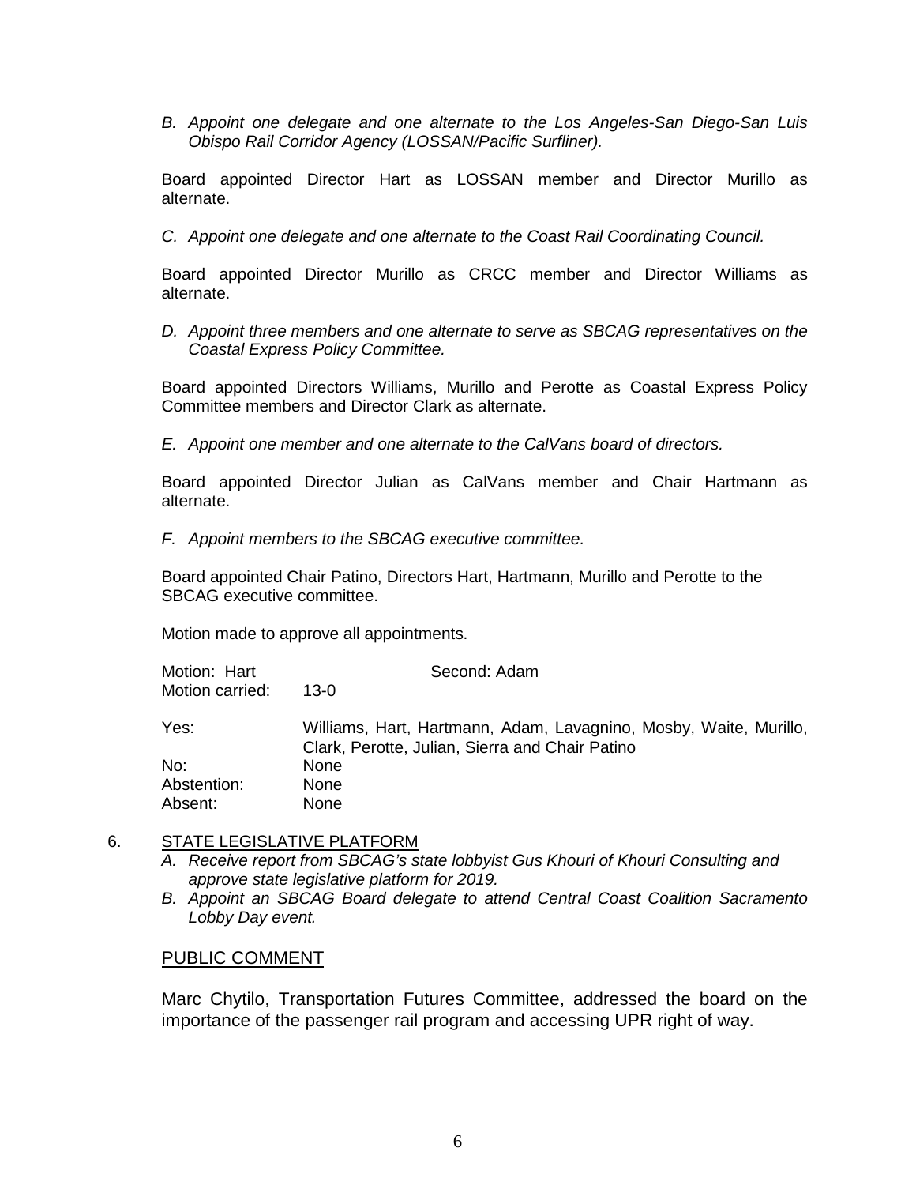*B. Appoint one delegate and one alternate to the Los Angeles-San Diego-San Luis Obispo Rail Corridor Agency (LOSSAN/Pacific Surfliner).*

Board appointed Director Hart as LOSSAN member and Director Murillo as alternate.

*C. Appoint one delegate and one alternate to the Coast Rail Coordinating Council.*

Board appointed Director Murillo as CRCC member and Director Williams as alternate.

*D. Appoint three members and one alternate to serve as SBCAG representatives on the Coastal Express Policy Committee.*

Board appointed Directors Williams, Murillo and Perotte as Coastal Express Policy Committee members and Director Clark as alternate.

*E. Appoint one member and one alternate to the CalVans board of directors.*

Board appointed Director Julian as CalVans member and Chair Hartmann as alternate.

*F. Appoint members to the SBCAG executive committee.*

Board appointed Chair Patino, Directors Hart, Hartmann, Murillo and Perotte to the SBCAG executive committee.

Motion made to approve all appointments.

Motion: Hart — Second: Adam
Motion carried: 13-0

Yes: Williams, Hart, Hartmann, Adam, Lavagnino, Mosby, Waite, Murillo, Clark, Perotte, Julian, Sierra and Chair Patino
No: None
Abstention: None
Absent: None

6. <u>STATE LEGISLATIVE PLATFORM</u>

*A. Receive report from SBCAG's state lobbyist Gus Khouri of Khouri Consulting and approve state legislative platform for 2019.*

*B. Appoint an SBCAG Board delegate to attend Central Coast Coalition Sacramento Lobby Day event.*

<u>PUBLIC COMMENT</u>

Marc Chytilo, Transportation Futures Committee, addressed the board on the importance of the passenger rail program and accessing UPR right of way.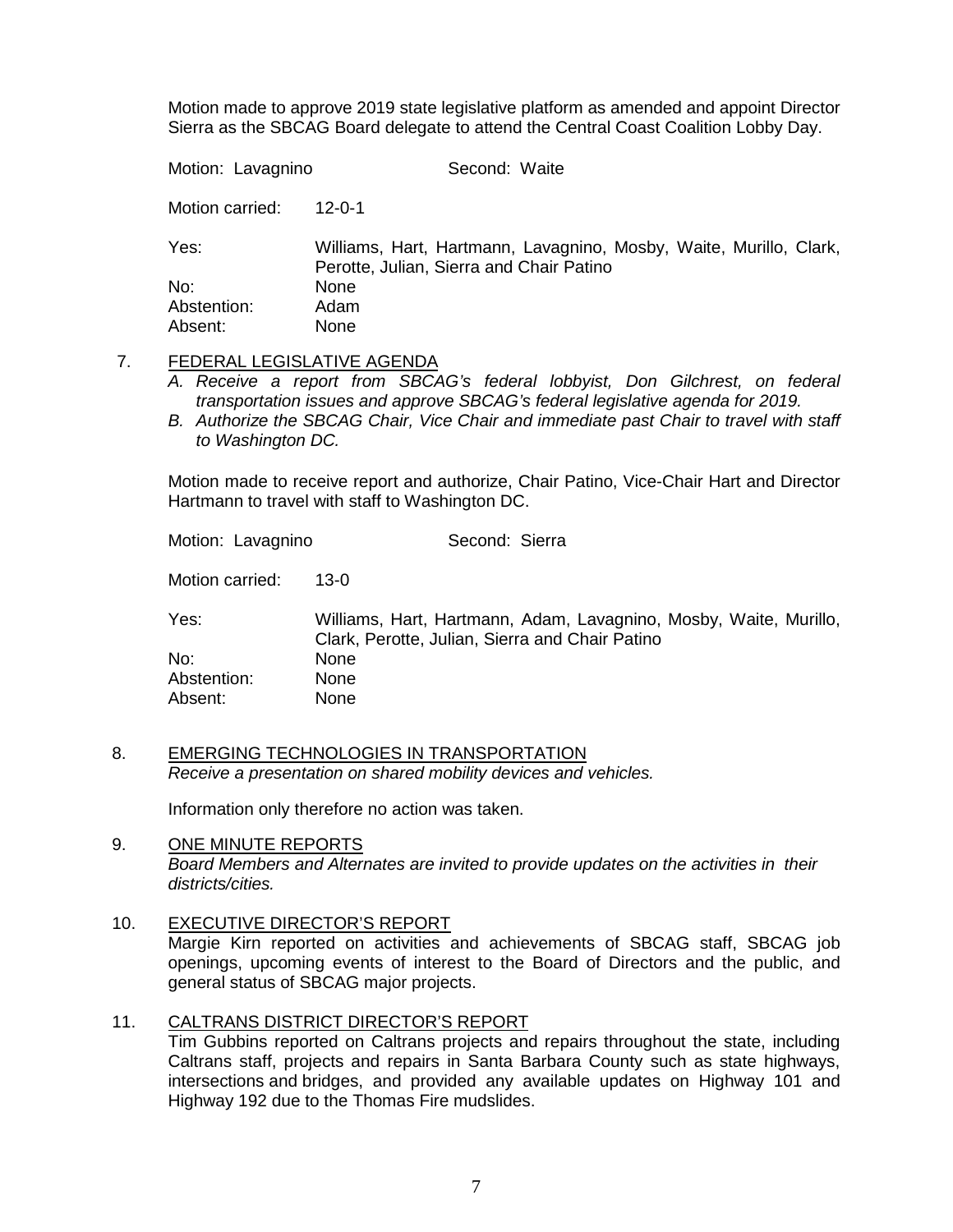Motion made to approve 2019 state legislative platform as amended and appoint Director Sierra as the SBCAG Board delegate to attend the Central Coast Coalition Lobby Day.

Motion: Lavagnino Second: Waite

Motion carried: 12-0-1

Yes: Williams, Hart, Hartmann, Lavagnino, Mosby, Waite, Murillo, Clark, Perotte, Julian, Sierra and Chair Patino
No: None
Abstention: Adam
Absent: None

7. <u>FEDERAL LEGISLATIVE AGENDA</u>
   *A. Receive a report from SBCAG's federal lobbyist, Don Gilchrest, on federal transportation issues and approve SBCAG's federal legislative agenda for 2019.*
   *B. Authorize the SBCAG Chair, Vice Chair and immediate past Chair to travel with staff to Washington DC.*

Motion made to receive report and authorize, Chair Patino, Vice-Chair Hart and Director Hartmann to travel with staff to Washington DC.

Motion: Lavagnino Second: Sierra

Motion carried: 13-0

Yes: Williams, Hart, Hartmann, Adam, Lavagnino, Mosby, Waite, Murillo, Clark, Perotte, Julian, Sierra and Chair Patino
No: None
Abstention: None
Absent: None

8. <u>EMERGING TECHNOLOGIES IN TRANSPORTATION</u>
   *Receive a presentation on shared mobility devices and vehicles.*

Information only therefore no action was taken.

9. <u>ONE MINUTE REPORTS</u>
   *Board Members and Alternates are invited to provide updates on the activities in their districts/cities.*

10. <u>EXECUTIVE DIRECTOR'S REPORT</u>
    Margie Kirn reported on activities and achievements of SBCAG staff, SBCAG job openings, upcoming events of interest to the Board of Directors and the public, and general status of SBCAG major projects.

11. <u>CALTRANS DISTRICT DIRECTOR'S REPORT</u>
    Tim Gubbins reported on Caltrans projects and repairs throughout the state, including Caltrans staff, projects and repairs in Santa Barbara County such as state highways, intersections and bridges, and provided any available updates on Highway 101 and Highway 192 due to the Thomas Fire mudslides.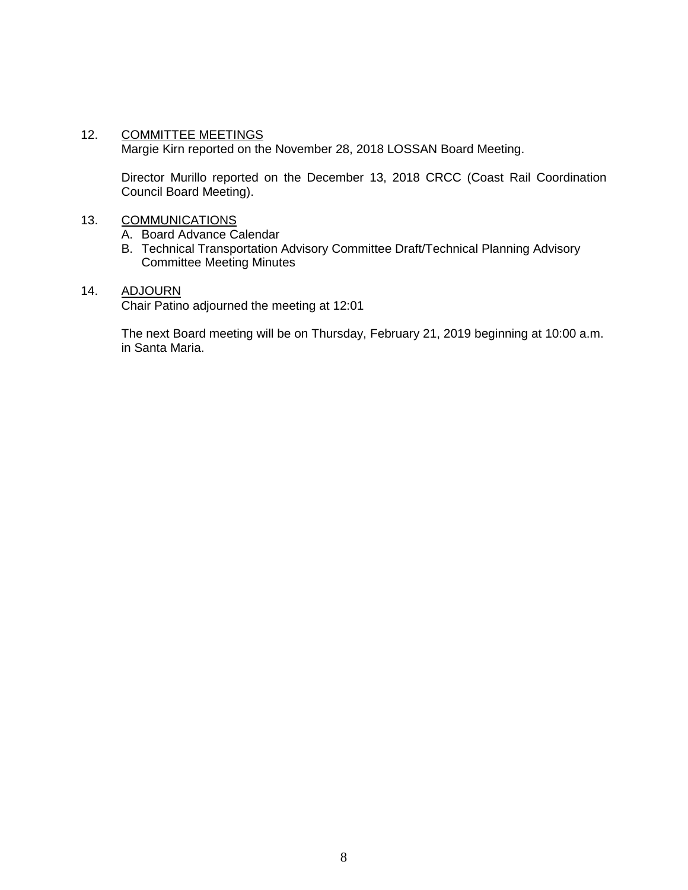12. <u>COMMITTEE MEETINGS</u>
    Margie Kirn reported on the November 28, 2018 LOSSAN Board Meeting.

    Director Murillo reported on the December 13, 2018 CRCC (Coast Rail Coordination Council Board Meeting).

13. <u>COMMUNICATIONS</u>
    A. Board Advance Calendar
    B. Technical Transportation Advisory Committee Draft/Technical Planning Advisory Committee Meeting Minutes

14. <u>ADJOURN</u>
    Chair Patino adjourned the meeting at 12:01

    The next Board meeting will be on Thursday, February 21, 2019 beginning at 10:00 a.m. in Santa Maria.